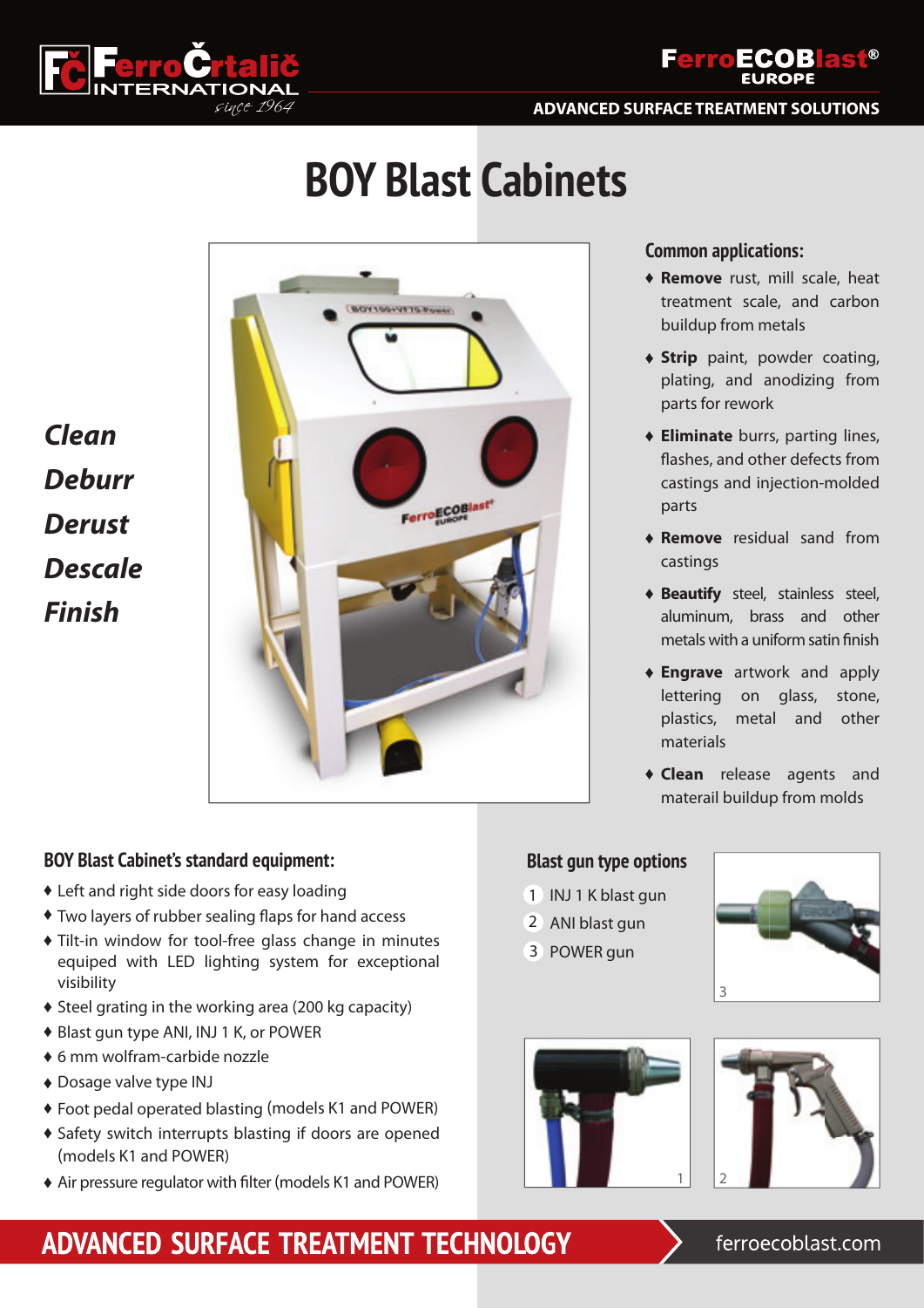# BOY Blast Cabinets

*Clean*
*Deburr*
*Derust*
*Descale*
*Finish*

## Common applications:

- **Remove** rust, mill scale, heat treatment scale, and carbon buildup from metals
- **Strip** paint, powder coating, plating, and anodizing from parts for rework
- **Eliminate** burrs, parting lines, flashes, and other defects from castings and injection-molded parts
- **Remove** residual sand from castings
- **Beautify** steel, stainless steel, aluminum, brass and other metals with a uniform satin finish
- **Engrave** artwork and apply lettering on glass, stone, plastics, metal and other materials
- **Clean** release agents and materail buildup from molds

## BOY Blast Cabinet's standard equipment:

- Left and right side doors for easy loading
- Two layers of rubber sealing flaps for hand access
- Tilt-in window for tool-free glass change in minutes equiped with LED lighting system for exceptional visibility
- Steel grating in the working area (200 kg capacity)
- Blast gun type ANI, INJ 1 K, or POWER
- 6 mm wolfram-carbide nozzle
- Dosage valve type INJ
- Foot pedal operated blasting (models K1 and POWER)
- Safety switch interrupts blasting if doors are opened (models K1 and POWER)
- Air pressure regulator with filter (models K1 and POWER)

## Blast gun type options

1. INJ 1 K blast gun
2. ANI blast gun
3. POWER gun

**ADVANCED SURFACE TREATMENT TECHNOLOGY** ferroecoblast.com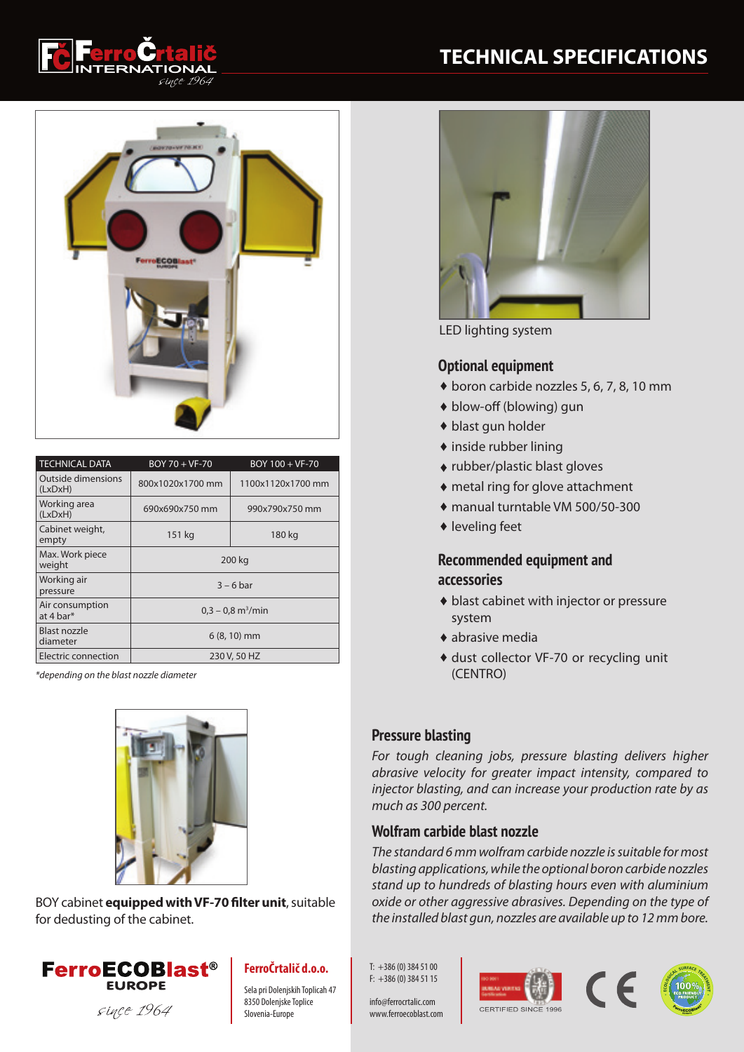# TECHNICAL SPECIFICATIONS

| TECHNICAL DATA | BOY 70 + VF-70 | BOY 100 + VF-70 |
|---|---|---|
| Outside dimensions (LxDxH) | 800x1020x1700 mm | 1100x1120x1700 mm |
| Working area (LxDxH) | 690x690x750 mm | 990x790x750 mm |
| Cabinet weight, empty | 151 kg | 180 kg |
| Max. Work piece weight | 200 kg | |
| Working air pressure | 3 – 6 bar | |
| Air consumption at 4 bar* | 0,3 – 0,8 m$^3$/min | |
| Blast nozzle diameter | 6 (8, 10) mm | |
| Electric connection | 230 V, 50 HZ | |

*\*depending on the blast nozzle diameter*

BOY cabinet **equipped with VF-70 filter unit**, suitable for dedusting of the cabinet.

LED lighting system

## Optional equipment

- boron carbide nozzles 5, 6, 7, 8, 10 mm
- blow-off (blowing) gun
- blast gun holder
- inside rubber lining
- rubber/plastic blast gloves
- metal ring for glove attachment
- manual turntable VM 500/50-300
- leveling feet

## Recommended equipment and accessories

- blast cabinet with injector or pressure system
- abrasive media
- dust collector VF-70 or recycling unit (CENTRO)

## Pressure blasting

*For tough cleaning jobs, pressure blasting delivers higher abrasive velocity for greater impact intensity, compared to injector blasting, and can increase your production rate by as much as 300 percent.*

## Wolfram carbide blast nozzle

*The standard 6 mm wolfram carbide nozzle is suitable for most blasting applications, while the optional boron carbide nozzles stand up to hundreds of blasting hours even with aluminium oxide or other aggressive abrasives. Depending on the type of the installed blast gun, nozzles are available up to 12 mm bore.*

FerroECOBlast® EUROPE
since 1964

**FerroČrtalič d.o.o.**
Sela pri Dolenjskih Toplicah 47
8350 Dolenjske Toplice
Slovenia-Europe

T: +386 (0) 384 51 00
F: +386 (0) 384 51 15

info@ferrocrtalic.com
www.ferroecoblast.com

CERTIFIED SINCE 1996